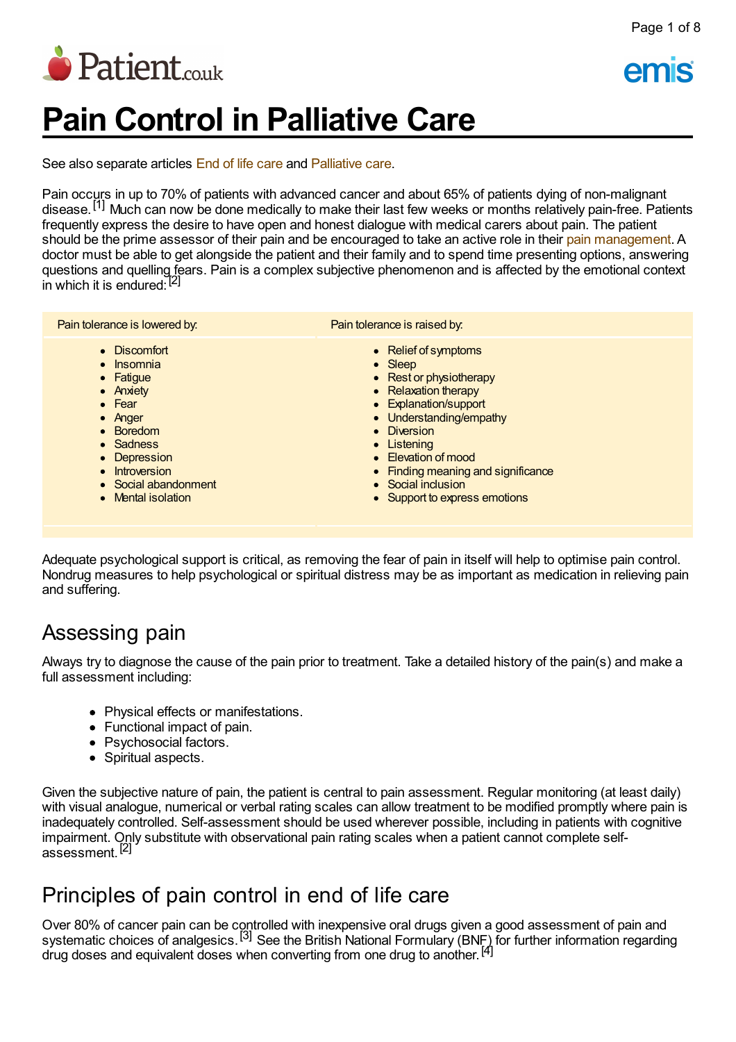# Pain Control in Palliative Care

See also separate articles End of life care and Palliative care.

Pain occurs in up to 70% of patients with advanced cancer and about 65% of patients dying of non-malignant disease.[1] Much can now be done medically to make their last few weeks or months relatively pain-free. Patients frequently express the desire to have open and honest dialogue with medical carers about pain. The patient should be the prime assessor of their pain and be encouraged to take an active role in their pain management. A doctor must be able to get alongside the patient and their family and to spend time presenting options, answering questions and quelling fears. Pain is a complex subjective phenomenon and is affected by the emotional context in which it is endured:[2]

| Pain tolerance is lowered by: | Pain tolerance is raised by: |
|---|---|
| <ul><li>Discomfort</li><li>Insomnia</li><li>Fatigue</li><li>Anxiety</li><li>Fear</li><li>Anger</li><li>Boredom</li><li>Sadness</li><li>Depression</li><li>Introversion</li><li>Social abandonment</li><li>Mental isolation</li></ul> | <ul><li>Relief of symptoms</li><li>Sleep</li><li>Rest or physiotherapy</li><li>Relaxation therapy</li><li>Explanation/support</li><li>Understanding/empathy</li><li>Diversion</li><li>Listening</li><li>Elevation of mood</li><li>Finding meaning and significance</li><li>Social inclusion</li><li>Support to express emotions</li></ul> |

Adequate psychological support is critical, as removing the fear of pain in itself will help to optimise pain control. Nondrug measures to help psychological or spiritual distress may be as important as medication in relieving pain and suffering.

## Assessing pain

Always try to diagnose the cause of the pain prior to treatment. Take a detailed history of the pain(s) and make a full assessment including:

- Physical effects or manifestations.
- Functional impact of pain.
- Psychosocial factors.
- Spiritual aspects.

Given the subjective nature of pain, the patient is central to pain assessment. Regular monitoring (at least daily) with visual analogue, numerical or verbal rating scales can allow treatment to be modified promptly where pain is inadequately controlled. Self-assessment should be used wherever possible, including in patients with cognitive impairment. Only substitute with observational pain rating scales when a patient cannot complete self-assessment.[2]

## Principles of pain control in end of life care

Over 80% of cancer pain can be controlled with inexpensive oral drugs given a good assessment of pain and systematic choices of analgesics.[3] See the British National Formulary (BNF) for further information regarding drug doses and equivalent doses when converting from one drug to another.[4]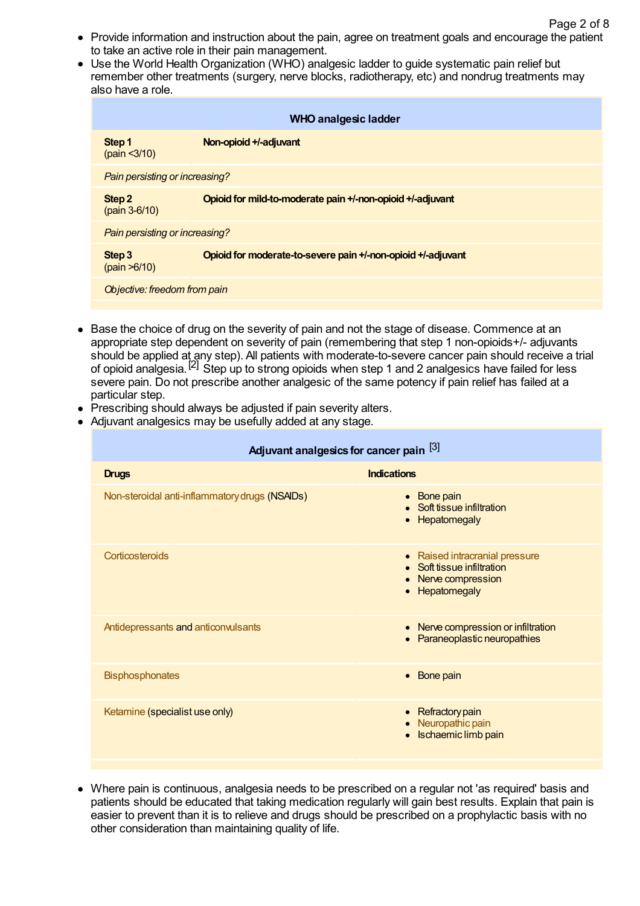- Provide information and instruction about the pain, agree on treatment goals and encourage the patient to take an active role in their pain management.
- Use the World Health Organization (WHO) analgesic ladder to guide systematic pain relief but remember other treatments (surgery, nerve blocks, radiotherapy, etc) and nondrug treatments may also have a role.

| **WHO analgesic ladder** | |
|---|---|
| **Step 1** (pain <3/10) | **Non-opioid +/-adjuvant** |
| *Pain persisting or increasing?* | |
| **Step 2** (pain 3-6/10) | **Opioid for mild-to-moderate pain +/-non-opioid +/-adjuvant** |
| *Pain persisting or increasing?* | |
| **Step 3** (pain >6/10) | **Opioid for moderate-to-severe pain +/-non-opioid +/-adjuvant** |
| *Objective: freedom from pain* | |

- Base the choice of drug on the severity of pain and not the stage of disease. Commence at an appropriate step dependent on severity of pain (remembering that step 1 non-opioids+/- adjuvants should be applied at any step). All patients with moderate-to-severe cancer pain should receive a trial of opioid analgesia.[2] Step up to strong opioids when step 1 and 2 analgesics have failed for less severe pain. Do not prescribe another analgesic of the same potency if pain relief has failed at a particular step.
- Prescribing should always be adjusted if pain severity alters.
- Adjuvant analgesics may be usefully added at any stage.

**Adjuvant analgesics for cancer pain** [3]

| **Drugs** | **Indications** |
|---|---|
| Non-steroidal anti-inflammatory drugs (NSAIDs) | • Bone pain<br>• Soft tissue infiltration<br>• Hepatomegaly |
| Corticosteroids | • Raised intracranial pressure<br>• Soft tissue infiltration<br>• Nerve compression<br>• Hepatomegaly |
| Antidepressants and anticonvulsants | • Nerve compression or infiltration<br>• Paraneoplastic neuropathies |
| Bisphosphonates | • Bone pain |
| Ketamine (specialist use only) | • Refractory pain<br>• Neuropathic pain<br>• Ischaemic limb pain |

- Where pain is continuous, analgesia needs to be prescribed on a regular not 'as required' basis and patients should be educated that taking medication regularly will gain best results. Explain that pain is easier to prevent than it is to relieve and drugs should be prescribed on a prophylactic basis with no other consideration than maintaining quality of life.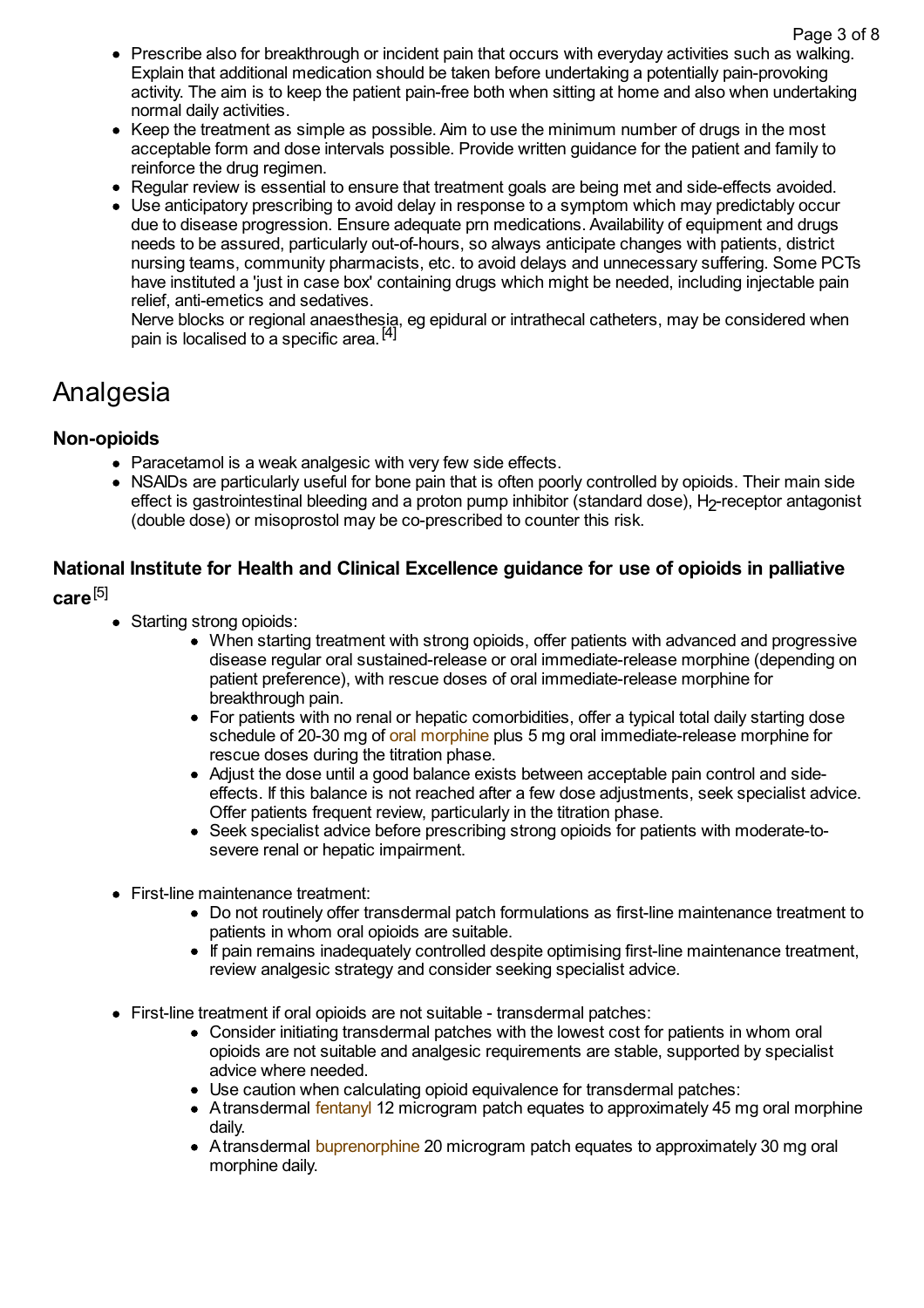- Prescribe also for breakthrough or incident pain that occurs with everyday activities such as walking. Explain that additional medication should be taken before undertaking a potentially pain-provoking activity. The aim is to keep the patient pain-free both when sitting at home and also when undertaking normal daily activities.
- Keep the treatment as simple as possible. Aim to use the minimum number of drugs in the most acceptable form and dose intervals possible. Provide written guidance for the patient and family to reinforce the drug regimen.
- Regular review is essential to ensure that treatment goals are being met and side-effects avoided.
- Use anticipatory prescribing to avoid delay in response to a symptom which may predictably occur due to disease progression. Ensure adequate prn medications. Availability of equipment and drugs needs to be assured, particularly out-of-hours, so always anticipate changes with patients, district nursing teams, community pharmacists, etc. to avoid delays and unnecessary suffering. Some PCTs have instituted a 'just in case box' containing drugs which might be needed, including injectable pain relief, anti-emetics and sedatives.
  Nerve blocks or regional anaesthesia, eg epidural or intrathecal catheters, may be considered when pain is localised to a specific area.[4]

# Analgesia

### Non-opioids

- Paracetamol is a weak analgesic with very few side effects.
- NSAIDs are particularly useful for bone pain that is often poorly controlled by opioids. Their main side effect is gastrointestinal bleeding and a proton pump inhibitor (standard dose), $H_2$-receptor antagonist (double dose) or misoprostol may be co-prescribed to counter this risk.

### National Institute for Health and Clinical Excellence guidance for use of opioids in palliative care[5]

- Starting strong opioids:
  - When starting treatment with strong opioids, offer patients with advanced and progressive disease regular oral sustained-release or oral immediate-release morphine (depending on patient preference), with rescue doses of oral immediate-release morphine for breakthrough pain.
  - For patients with no renal or hepatic comorbidities, offer a typical total daily starting dose schedule of 20-30 mg of oral morphine plus 5 mg oral immediate-release morphine for rescue doses during the titration phase.
  - Adjust the dose until a good balance exists between acceptable pain control and side-effects. If this balance is not reached after a few dose adjustments, seek specialist advice. Offer patients frequent review, particularly in the titration phase.
  - Seek specialist advice before prescribing strong opioids for patients with moderate-to-severe renal or hepatic impairment.

- First-line maintenance treatment:
  - Do not routinely offer transdermal patch formulations as first-line maintenance treatment to patients in whom oral opioids are suitable.
  - If pain remains inadequately controlled despite optimising first-line maintenance treatment, review analgesic strategy and consider seeking specialist advice.

- First-line treatment if oral opioids are not suitable - transdermal patches:
  - Consider initiating transdermal patches with the lowest cost for patients in whom oral opioids are not suitable and analgesic requirements are stable, supported by specialist advice where needed.
  - Use caution when calculating opioid equivalence for transdermal patches:
  - A transdermal fentanyl 12 microgram patch equates to approximately 45 mg oral morphine daily.
  - A transdermal buprenorphine 20 microgram patch equates to approximately 30 mg oral morphine daily.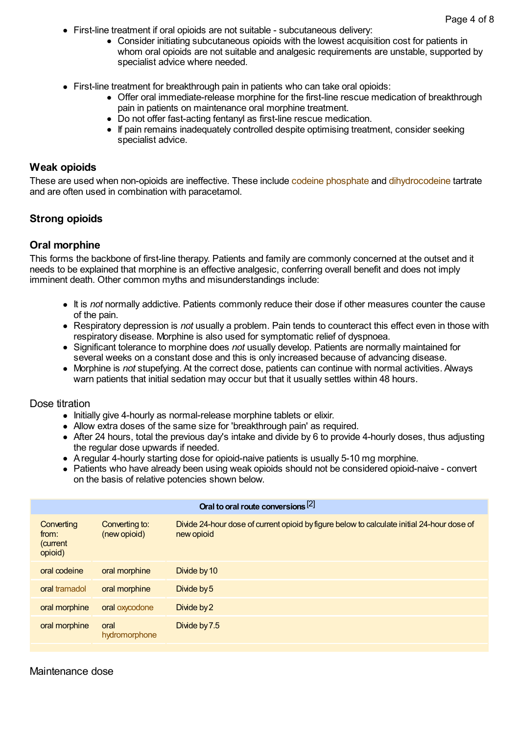- First-line treatment if oral opioids are not suitable - subcutaneous delivery:
    - Consider initiating subcutaneous opioids with the lowest acquisition cost for patients in whom oral opioids are not suitable and analgesic requirements are unstable, supported by specialist advice where needed.
- First-line treatment for breakthrough pain in patients who can take oral opioids:
    - Offer oral immediate-release morphine for the first-line rescue medication of breakthrough pain in patients on maintenance oral morphine treatment.
    - Do not offer fast-acting fentanyl as first-line rescue medication.
    - If pain remains inadequately controlled despite optimising treatment, consider seeking specialist advice.

## Weak opioids

These are used when non-opioids are ineffective. These include codeine phosphate and dihydrocodeine tartrate and are often used in combination with paracetamol.

## Strong opioids

## Oral morphine

This forms the backbone of first-line therapy. Patients and family are commonly concerned at the outset and it needs to be explained that morphine is an effective analgesic, conferring overall benefit and does not imply imminent death. Other common myths and misunderstandings include:

- It is *not* normally addictive. Patients commonly reduce their dose if other measures counter the cause of the pain.
- Respiratory depression is *not* usually a problem. Pain tends to counteract this effect even in those with respiratory disease. Morphine is also used for symptomatic relief of dyspnoea.
- Significant tolerance to morphine does *not* usually develop. Patients are normally maintained for several weeks on a constant dose and this is only increased because of advancing disease.
- Morphine is *not* stupefying. At the correct dose, patients can continue with normal activities. Always warn patients that initial sedation may occur but that it usually settles within 48 hours.

### Dose titration

- Initially give 4-hourly as normal-release morphine tablets or elixir.
- Allow extra doses of the same size for 'breakthrough pain' as required.
- After 24 hours, total the previous day's intake and divide by 6 to provide 4-hourly doses, thus adjusting the regular dose upwards if needed.
- A regular 4-hourly starting dose for opioid-naive patients is usually 5-10 mg morphine.
- Patients who have already been using weak opioids should not be considered opioid-naive - convert on the basis of relative potencies shown below.

| Oral to oral route conversions [2] | | |
|---|---|---|
| Converting from: (current opioid) | Converting to: (new opioid) | Divide 24-hour dose of current opioid by figure below to calculate initial 24-hour dose of new opioid |
| oral codeine | oral morphine | Divide by 10 |
| oral tramadol | oral morphine | Divide by 5 |
| oral morphine | oral oxycodone | Divide by 2 |
| oral morphine | oral hydromorphone | Divide by 7.5 |

### Maintenance dose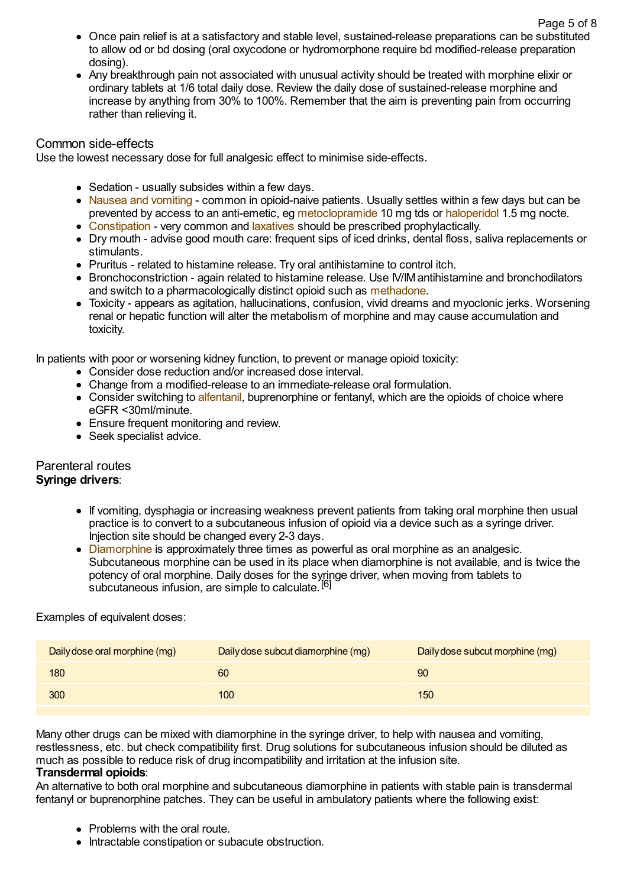- Once pain relief is at a satisfactory and stable level, sustained-release preparations can be substituted to allow od or bd dosing (oral oxycodone or hydromorphone require bd modified-release preparation dosing).
- Any breakthrough pain not associated with unusual activity should be treated with morphine elixir or ordinary tablets at 1/6 total daily dose. Review the daily dose of sustained-release morphine and increase by anything from 30% to 100%. Remember that the aim is preventing pain from occurring rather than relieving it.

## Common side-effects

Use the lowest necessary dose for full analgesic effect to minimise side-effects.

- Sedation - usually subsides within a few days.
- Nausea and vomiting - common in opioid-naive patients. Usually settles within a few days but can be prevented by access to an anti-emetic, eg metoclopramide 10 mg tds or haloperidol 1.5 mg nocte.
- Constipation - very common and laxatives should be prescribed prophylactically.
- Dry mouth - advise good mouth care: frequent sips of iced drinks, dental floss, saliva replacements or stimulants.
- Pruritus - related to histamine release. Try oral antihistamine to control itch.
- Bronchoconstriction - again related to histamine release. Use IV/IM antihistamine and bronchodilators and switch to a pharmacologically distinct opioid such as methadone.
- Toxicity - appears as agitation, hallucinations, confusion, vivid dreams and myoclonic jerks. Worsening renal or hepatic function will alter the metabolism of morphine and may cause accumulation and toxicity.

In patients with poor or worsening kidney function, to prevent or manage opioid toxicity:

- Consider dose reduction and/or increased dose interval.
- Change from a modified-release to an immediate-release oral formulation.
- Consider switching to alfentanil, buprenorphine or fentanyl, which are the opioids of choice where eGFR <30ml/minute.
- Ensure frequent monitoring and review.
- Seek specialist advice.

## Parenteral routes

**Syringe drivers**:

- If vomiting, dysphagia or increasing weakness prevent patients from taking oral morphine then usual practice is to convert to a subcutaneous infusion of opioid via a device such as a syringe driver. Injection site should be changed every 2-3 days.
- Diamorphine is approximately three times as powerful as oral morphine as an analgesic. Subcutaneous morphine can be used in its place when diamorphine is not available, and is twice the potency of oral morphine. Daily doses for the syringe driver, when moving from tablets to subcutaneous infusion, are simple to calculate.[6]

Examples of equivalent doses:

| Daily dose oral morphine (mg) | Daily dose subcut diamorphine (mg) | Daily dose subcut morphine (mg) |
|---|---|---|
| 180 | 60 | 90 |
| 300 | 100 | 150 |

Many other drugs can be mixed with diamorphine in the syringe driver, to help with nausea and vomiting, restlessness, etc. but check compatibility first. Drug solutions for subcutaneous infusion should be diluted as much as possible to reduce risk of drug incompatibility and irritation at the infusion site.

**Transdermal opioids**:

An alternative to both oral morphine and subcutaneous diamorphine in patients with stable pain is transdermal fentanyl or buprenorphine patches. They can be useful in ambulatory patients where the following exist:

- Problems with the oral route.
- Intractable constipation or subacute obstruction.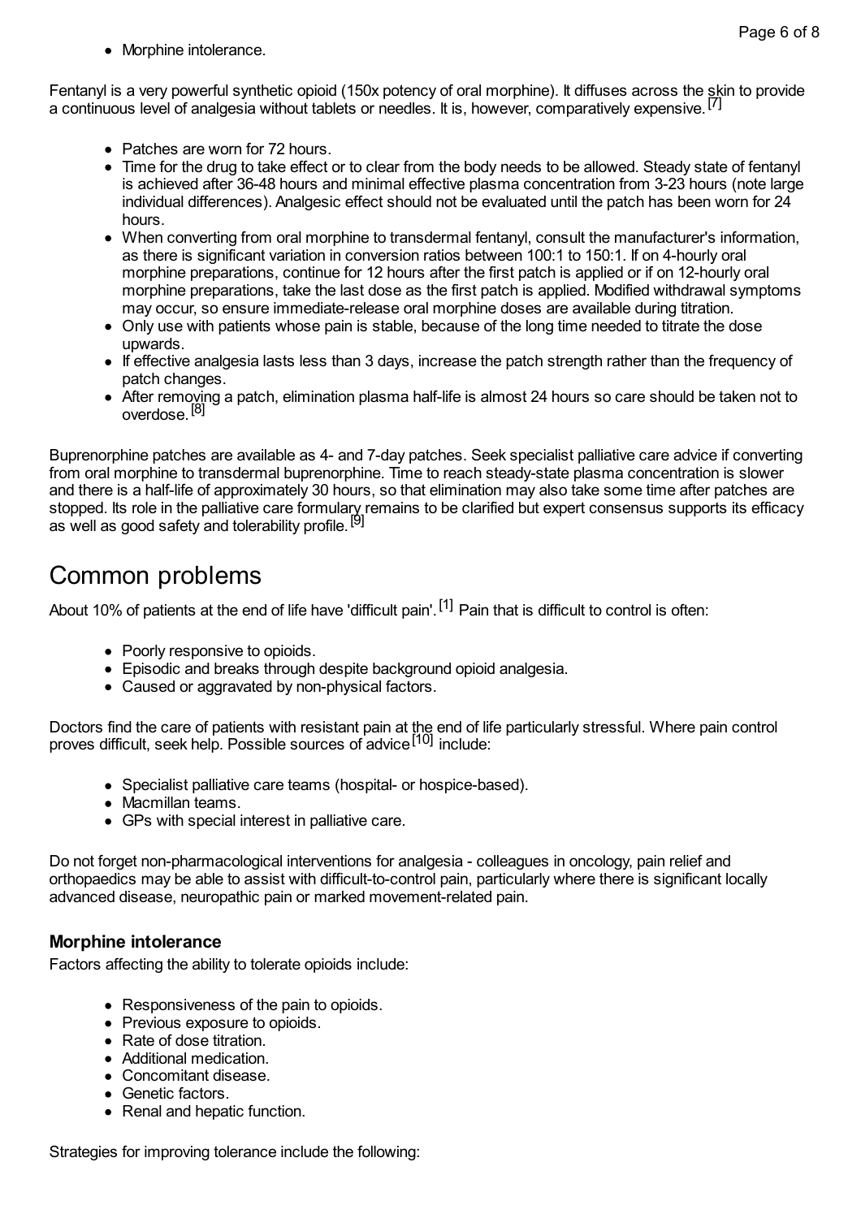- Morphine intolerance.

Fentanyl is a very powerful synthetic opioid (150x potency of oral morphine). It diffuses across the skin to provide a continuous level of analgesia without tablets or needles. It is, however, comparatively expensive.[7]

- Patches are worn for 72 hours.
- Time for the drug to take effect or to clear from the body needs to be allowed. Steady state of fentanyl is achieved after 36-48 hours and minimal effective plasma concentration from 3-23 hours (note large individual differences). Analgesic effect should not be evaluated until the patch has been worn for 24 hours.
- When converting from oral morphine to transdermal fentanyl, consult the manufacturer's information, as there is significant variation in conversion ratios between 100:1 to 150:1. If on 4-hourly oral morphine preparations, continue for 12 hours after the first patch is applied or if on 12-hourly oral morphine preparations, take the last dose as the first patch is applied. Modified withdrawal symptoms may occur, so ensure immediate-release oral morphine doses are available during titration.
- Only use with patients whose pain is stable, because of the long time needed to titrate the dose upwards.
- If effective analgesia lasts less than 3 days, increase the patch strength rather than the frequency of patch changes.
- After removing a patch, elimination plasma half-life is almost 24 hours so care should be taken not to overdose.[8]

Buprenorphine patches are available as 4- and 7-day patches. Seek specialist palliative care advice if converting from oral morphine to transdermal buprenorphine. Time to reach steady-state plasma concentration is slower and there is a half-life of approximately 30 hours, so that elimination may also take some time after patches are stopped. Its role in the palliative care formulary remains to be clarified but expert consensus supports its efficacy as well as good safety and tolerability profile.[9]

# Common problems

About 10% of patients at the end of life have 'difficult pain'.[1] Pain that is difficult to control is often:

- Poorly responsive to opioids.
- Episodic and breaks through despite background opioid analgesia.
- Caused or aggravated by non-physical factors.

Doctors find the care of patients with resistant pain at the end of life particularly stressful. Where pain control proves difficult, seek help. Possible sources of advice[10] include:

- Specialist palliative care teams (hospital- or hospice-based).
- Macmillan teams.
- GPs with special interest in palliative care.

Do not forget non-pharmacological interventions for analgesia - colleagues in oncology, pain relief and orthopaedics may be able to assist with difficult-to-control pain, particularly where there is significant locally advanced disease, neuropathic pain or marked movement-related pain.

### Morphine intolerance

Factors affecting the ability to tolerate opioids include:

- Responsiveness of the pain to opioids.
- Previous exposure to opioids.
- Rate of dose titration.
- Additional medication.
- Concomitant disease.
- Genetic factors.
- Renal and hepatic function.

Strategies for improving tolerance include the following: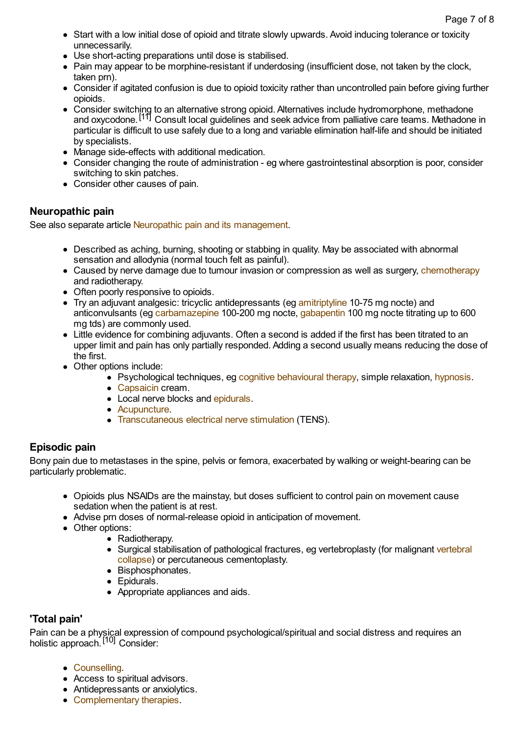- Start with a low initial dose of opioid and titrate slowly upwards. Avoid inducing tolerance or toxicity unnecessarily.
- Use short-acting preparations until dose is stabilised.
- Pain may appear to be morphine-resistant if underdosing (insufficient dose, not taken by the clock, taken prn).
- Consider if agitated confusion is due to opioid toxicity rather than uncontrolled pain before giving further opioids.
- Consider switching to an alternative strong opioid. Alternatives include hydromorphone, methadone and oxycodone.[11] Consult local guidelines and seek advice from palliative care teams. Methadone in particular is difficult to use safely due to a long and variable elimination half-life and should be initiated by specialists.
- Manage side-effects with additional medication.
- Consider changing the route of administration - eg where gastrointestinal absorption is poor, consider switching to skin patches.
- Consider other causes of pain.

### Neuropathic pain

See also separate article Neuropathic pain and its management.

- Described as aching, burning, shooting or stabbing in quality. May be associated with abnormal sensation and allodynia (normal touch felt as painful).
- Caused by nerve damage due to tumour invasion or compression as well as surgery, chemotherapy and radiotherapy.
- Often poorly responsive to opioids.
- Try an adjuvant analgesic: tricyclic antidepressants (eg amitriptyline 10-75 mg nocte) and anticonvulsants (eg carbamazepine 100-200 mg nocte, gabapentin 100 mg nocte titrating up to 600 mg tds) are commonly used.
- Little evidence for combining adjuvants. Often a second is added if the first has been titrated to an upper limit and pain has only partially responded. Adding a second usually means reducing the dose of the first.
- Other options include:
  - Psychological techniques, eg cognitive behavioural therapy, simple relaxation, hypnosis.
  - Capsaicin cream.
  - Local nerve blocks and epidurals.
  - Acupuncture.
  - Transcutaneous electrical nerve stimulation (TENS).

### Episodic pain

Bony pain due to metastases in the spine, pelvis or femora, exacerbated by walking or weight-bearing can be particularly problematic.

- Opioids plus NSAIDs are the mainstay, but doses sufficient to control pain on movement cause sedation when the patient is at rest.
- Advise prn doses of normal-release opioid in anticipation of movement.
- Other options:
  - Radiotherapy.
  - Surgical stabilisation of pathological fractures, eg vertebroplasty (for malignant vertebral collapse) or percutaneous cementoplasty.
  - Bisphosphonates.
  - Epidurals.
  - Appropriate appliances and aids.

### 'Total pain'

Pain can be a physical expression of compound psychological/spiritual and social distress and requires an holistic approach.[10] Consider:

- Counselling.
- Access to spiritual advisors.
- Antidepressants or anxiolytics.
- Complementary therapies.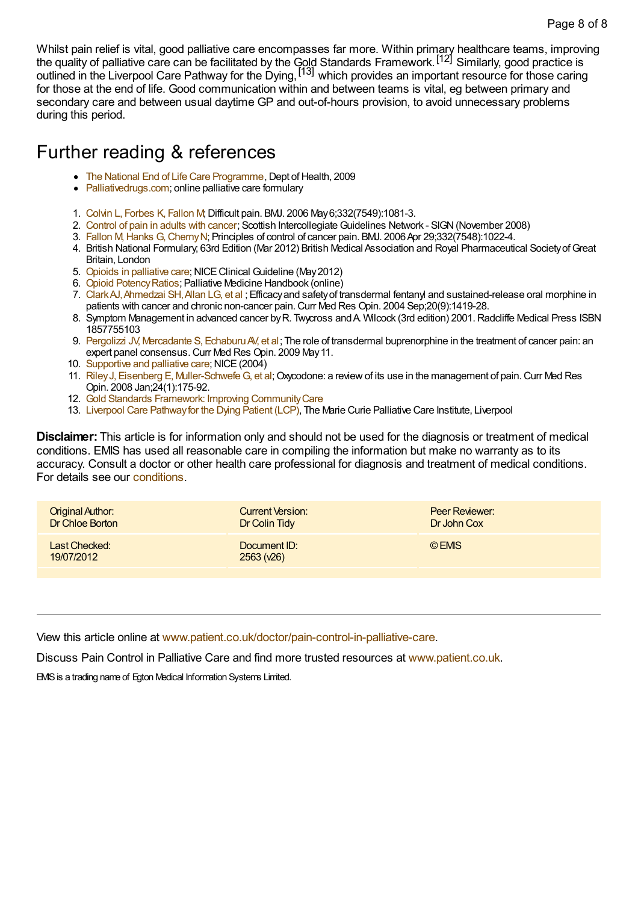Whilst pain relief is vital, good palliative care encompasses far more. Within primary healthcare teams, improving the quality of palliative care can be facilitated by the Gold Standards Framework.[12] Similarly, good practice is outlined in the Liverpool Care Pathway for the Dying,[13] which provides an important resource for those caring for those at the end of life. Good communication within and between teams is vital, eg between primary and secondary care and between usual daytime GP and out-of-hours provision, to avoid unnecessary problems during this period.

## Further reading & references

- The National End of Life Care Programme, Dept of Health, 2009
- Palliativedrugs.com; online palliative care formulary

1. Colvin L, Forbes K, Fallon M; Difficult pain. BMJ. 2006 May 6;332(7549):1081-3.
2. Control of pain in adults with cancer; Scottish Intercollegiate Guidelines Network - SIGN (November 2008)
3. Fallon M, Hanks G, Cherny N; Principles of control of cancer pain. BMJ. 2006 Apr 29;332(7548):1022-4.
4. British National Formulary; 63rd Edition (Mar 2012) British Medical Association and Royal Pharmaceutical Society of Great Britain, London
5. Opioids in palliative care; NICE Clinical Guideline (May 2012)
6. Opioid Potency Ratios; Palliative Medicine Handbook (online)
7. Clark AJ, Ahmedzai SH, Allan LG, et al ; Efficacy and safety of transdermal fentanyl and sustained-release oral morphine in patients with cancer and chronic non-cancer pain. Curr Med Res Opin. 2004 Sep;20(9):1419-28.
8. Symptom Management in advanced cancer by R. Twycross and A. Wilcock (3rd edition) 2001. Radcliffe Medical Press ISBN 1857755103
9. Pergolizzi JV, Mercadante S, Echaburu AV, et al; The role of transdermal buprenorphine in the treatment of cancer pain: an expert panel consensus. Curr Med Res Opin. 2009 May 11.
10. Supportive and palliative care; NICE (2004)
11. Riley J, Eisenberg E, Muller-Schwefe G, et al; Oxycodone: a review of its use in the management of pain. Curr Med Res Opin. 2008 Jan;24(1):175-92.
12. Gold Standards Framework: Improving Community Care
13. Liverpool Care Pathway for the Dying Patient (LCP), The Marie Curie Palliative Care Institute, Liverpool

**Disclaimer:** This article is for information only and should not be used for the diagnosis or treatment of medical conditions. EMIS has used all reasonable care in compiling the information but make no warranty as to its accuracy. Consult a doctor or other health care professional for diagnosis and treatment of medical conditions. For details see our conditions.

| | | |
|---|---|---|
| Original Author:<br>Dr Chloe Borton | Current Version:<br>Dr Colin Tidy | Peer Reviewer:<br>Dr John Cox |
| Last Checked:<br>19/07/2012 | Document ID:<br>2563 (v26) | © EMIS |

View this article online at www.patient.co.uk/doctor/pain-control-in-palliative-care.

Discuss Pain Control in Palliative Care and find more trusted resources at www.patient.co.uk.

EMIS is a trading name of Egton Medical Information Systems Limited.